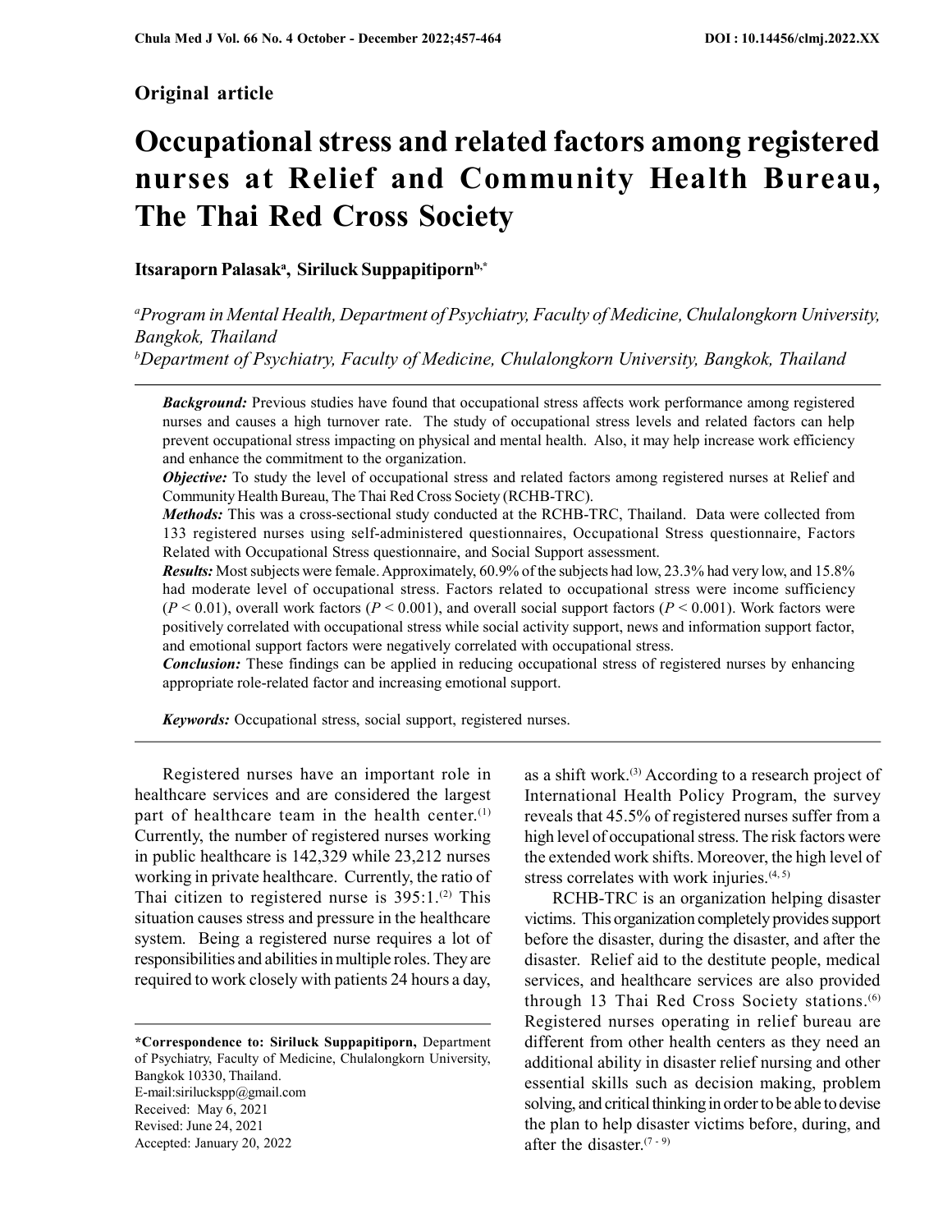**Original article**

# Occupational stress and related factors among registered nurses at Relief and Community Health Bureau, The Thai Red Cross Society

**Itsaraporn Palasak**[a], **Siriluck Suppapitiporn**[b,*]

[a]*Program in Mental Health, Department of Psychiatry, Faculty of Medicine, Chulalongkorn University, Bangkok, Thailand*

[b]*Department of Psychiatry, Faculty of Medicine, Chulalongkorn University, Bangkok, Thailand*

---

***Background:*** Previous studies have found that occupational stress affects work performance among registered nurses and causes a high turnover rate. The study of occupational stress levels and related factors can help prevent occupational stress impacting on physical and mental health. Also, it may help increase work efficiency and enhance the commitment to the organization.

***Objective:*** To study the level of occupational stress and related factors among registered nurses at Relief and Community Health Bureau, The Thai Red Cross Society (RCHB-TRC).

***Methods:*** This was a cross-sectional study conducted at the RCHB-TRC, Thailand. Data were collected from 133 registered nurses using self-administered questionnaires, Occupational Stress questionnaire, Factors Related with Occupational Stress questionnaire, and Social Support assessment.

***Results:*** Most subjects were female. Approximately, 60.9% of the subjects had low, 23.3% had very low, and 15.8% had moderate level of occupational stress. Factors related to occupational stress were income sufficiency ($P < 0.01$), overall work factors ($P < 0.001$), and overall social support factors ($P < 0.001$). Work factors were positively correlated with occupational stress while social activity support, news and information support factor, and emotional support factors were negatively correlated with occupational stress.

***Conclusion:*** These findings can be applied in reducing occupational stress of registered nurses by enhancing appropriate role-related factor and increasing emotional support.

***Keywords:*** Occupational stress, social support, registered nurses.

---

Registered nurses have an important role in healthcare services and are considered the largest part of healthcare team in the health center.[1] Currently, the number of registered nurses working in public healthcare is 142,329 while 23,212 nurses working in private healthcare. Currently, the ratio of Thai citizen to registered nurse is 395:1.[2] This situation causes stress and pressure in the healthcare system. Being a registered nurse requires a lot of responsibilities and abilities in multiple roles. They are required to work closely with patients 24 hours a day, as a shift work.[3] According to a research project of International Health Policy Program, the survey reveals that 45.5% of registered nurses suffer from a high level of occupational stress. The risk factors were the extended work shifts. Moreover, the high level of stress correlates with work injuries.[4, 5]

RCHB-TRC is an organization helping disaster victims. This organization completely provides support before the disaster, during the disaster, and after the disaster. Relief aid to the destitute people, medical services, and healthcare services are also provided through 13 Thai Red Cross Society stations.[6] Registered nurses operating in relief bureau are different from other health centers as they need an additional ability in disaster relief nursing and other essential skills such as decision making, problem solving, and critical thinking in order to be able to devise the plan to help disaster victims before, during, and after the disaster.[7 - 9]

---

**\*Correspondence to: Siriluck Suppapitiporn,** Department of Psychiatry, Faculty of Medicine, Chulalongkorn University, Bangkok 10330, Thailand.
E-mail:sirilucksppp@gmail.com
Received: May 6, 2021
Revised: June 24, 2021
Accepted: January 20, 2022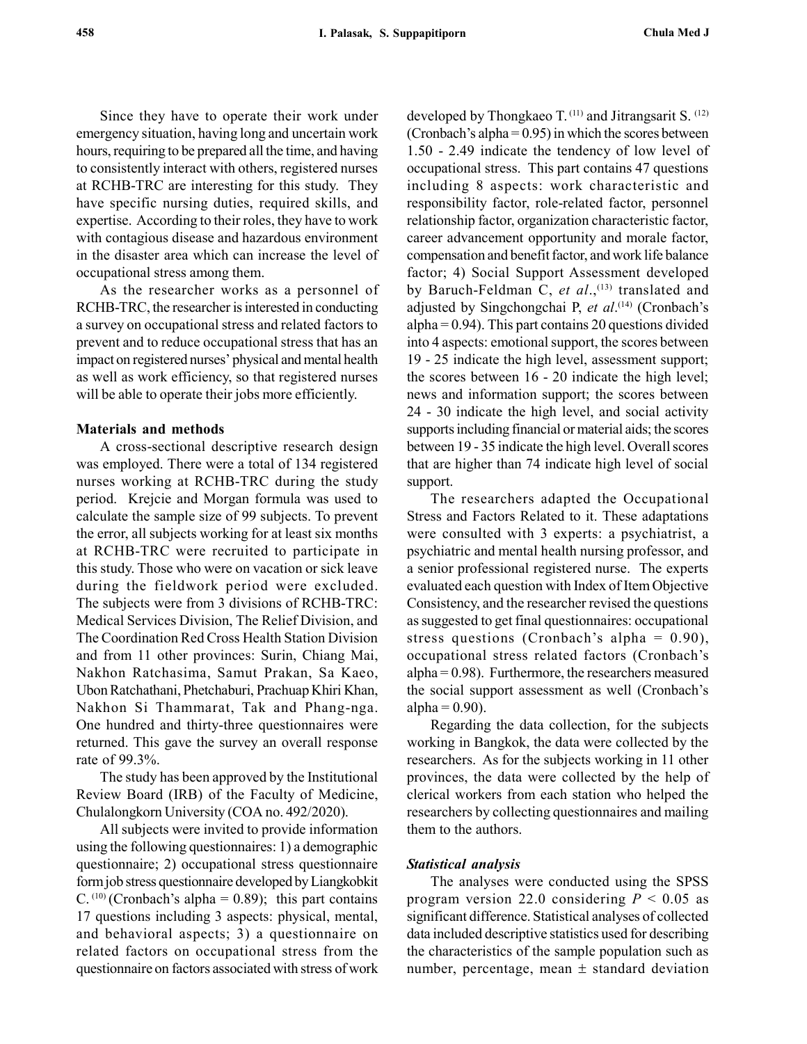Since they have to operate their work under emergency situation, having long and uncertain work hours, requiring to be prepared all the time, and having to consistently interact with others, registered nurses at RCHB-TRC are interesting for this study. They have specific nursing duties, required skills, and expertise. According to their roles, they have to work with contagious disease and hazardous environment in the disaster area which can increase the level of occupational stress among them.

As the researcher works as a personnel of RCHB-TRC, the researcher is interested in conducting a survey on occupational stress and related factors to prevent and to reduce occupational stress that has an impact on registered nurses' physical and mental health as well as work efficiency, so that registered nurses will be able to operate their jobs more efficiently.

**Materials and methods**

A cross-sectional descriptive research design was employed. There were a total of 134 registered nurses working at RCHB-TRC during the study period. Krejcie and Morgan formula was used to calculate the sample size of 99 subjects. To prevent the error, all subjects working for at least six months at RCHB-TRC were recruited to participate in this study. Those who were on vacation or sick leave during the fieldwork period were excluded. The subjects were from 3 divisions of RCHB-TRC: Medical Services Division, The Relief Division, and The Coordination Red Cross Health Station Division and from 11 other provinces: Surin, Chiang Mai, Nakhon Ratchasima, Samut Prakan, Sa Kaeo, Ubon Ratchathani, Phetchaburi, Prachuap Khiri Khan, Nakhon Si Thammarat, Tak and Phang-nga. One hundred and thirty-three questionnaires were returned. This gave the survey an overall response rate of 99.3%.

The study has been approved by the Institutional Review Board (IRB) of the Faculty of Medicine, Chulalongkorn University (COA no. 492/2020).

All subjects were invited to provide information using the following questionnaires: 1) a demographic questionnaire; 2) occupational stress questionnaire form job stress questionnaire developed by Liangkobkit C.[10] (Cronbach's alpha = 0.89); this part contains 17 questions including 3 aspects: physical, mental, and behavioral aspects; 3) a questionnaire on related factors on occupational stress from the questionnaire on factors associated with stress of work developed by Thongkaeo T.[11] and Jitrangsarit S.[12] (Cronbach's alpha = 0.95) in which the scores between 1.50 - 2.49 indicate the tendency of low level of occupational stress. This part contains 47 questions including 8 aspects: work characteristic and responsibility factor, role-related factor, personnel relationship factor, organization characteristic factor, career advancement opportunity and morale factor, compensation and benefit factor, and work life balance factor; 4) Social Support Assessment developed by Baruch-Feldman C, *et al*.,[13] translated and adjusted by Singchongchai P, *et al*.[14] (Cronbach's alpha = 0.94). This part contains 20 questions divided into 4 aspects: emotional support, the scores between 19 - 25 indicate the high level, assessment support; the scores between 16 - 20 indicate the high level; news and information support; the scores between 24 - 30 indicate the high level, and social activity supports including financial or material aids; the scores between 19 - 35 indicate the high level. Overall scores that are higher than 74 indicate high level of social support.

The researchers adapted the Occupational Stress and Factors Related to it. These adaptations were consulted with 3 experts: a psychiatrist, a psychiatric and mental health nursing professor, and a senior professional registered nurse. The experts evaluated each question with Index of Item Objective Consistency, and the researcher revised the questions as suggested to get final questionnaires: occupational stress questions (Cronbach's alpha = 0.90), occupational stress related factors (Cronbach's alpha = 0.98). Furthermore, the researchers measured the social support assessment as well (Cronbach's alpha = 0.90).

Regarding the data collection, for the subjects working in Bangkok, the data were collected by the researchers. As for the subjects working in 11 other provinces, the data were collected by the help of clerical workers from each station who helped the researchers by collecting questionnaires and mailing them to the authors.

***Statistical analysis***

The analyses were conducted using the SPSS program version 22.0 considering $P < 0.05$ as significant difference. Statistical analyses of collected data included descriptive statistics used for describing the characteristics of the sample population such as number, percentage, mean $\pm$ standard deviation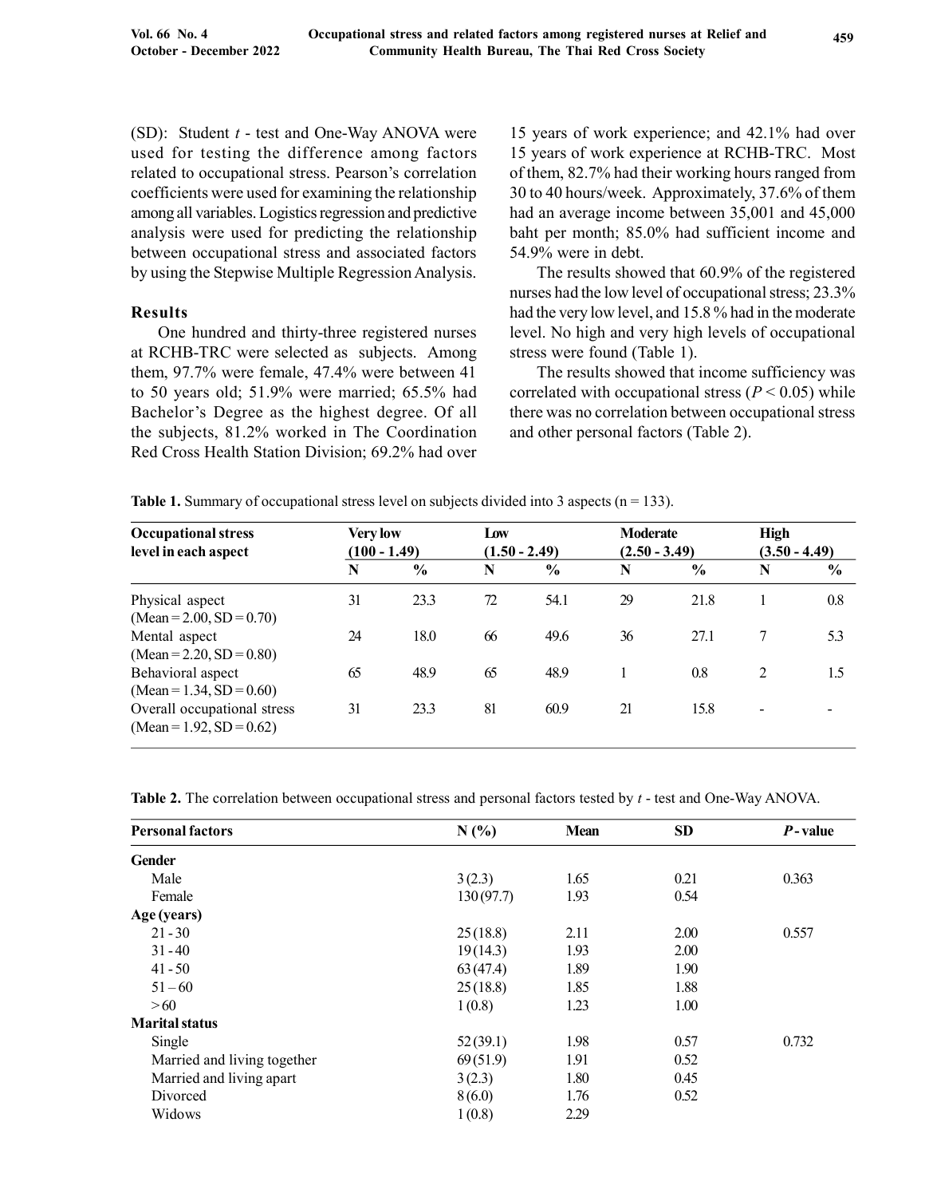(SD): Student $t$ - test and One-Way ANOVA were used for testing the difference among factors related to occupational stress. Pearson's correlation coefficients were used for examining the relationship among all variables. Logistics regression and predictive analysis were used for predicting the relationship between occupational stress and associated factors by using the Stepwise Multiple Regression Analysis.

## Results

One hundred and thirty-three registered nurses at RCHB-TRC were selected as subjects. Among them, 97.7% were female, 47.4% were between 41 to 50 years old; 51.9% were married; 65.5% had Bachelor's Degree as the highest degree. Of all the subjects, 81.2% worked in The Coordination Red Cross Health Station Division; 69.2% had over 15 years of work experience; and 42.1% had over 15 years of work experience at RCHB-TRC. Most of them, 82.7% had their working hours ranged from 30 to 40 hours/week. Approximately, 37.6% of them had an average income between 35,001 and 45,000 baht per month; 85.0% had sufficient income and 54.9% were in debt.

The results showed that 60.9% of the registered nurses had the low level of occupational stress; 23.3% had the very low level, and 15.8 % had in the moderate level. No high and very high levels of occupational stress were found (Table 1).

The results showed that income sufficiency was correlated with occupational stress ($P < 0.05$) while there was no correlation between occupational stress and other personal factors (Table 2).

**Table 1.** Summary of occupational stress level on subjects divided into 3 aspects (n = 133).

| Occupational stress level in each aspect | Very low (100 - 1.49) | | Low (1.50 - 2.49) | | Moderate (2.50 - 3.49) | | High (3.50 - 4.49) | |
|---|---|---|---|---|---|---|---|---|
| | N | % | N | % | N | % | N | % |
| Physical aspect (Mean = 2.00, SD = 0.70) | 31 | 23.3 | 72 | 54.1 | 29 | 21.8 | 1 | 0.8 |
| Mental aspect (Mean = 2.20, SD = 0.80) | 24 | 18.0 | 66 | 49.6 | 36 | 27.1 | 7 | 5.3 |
| Behavioral aspect (Mean = 1.34, SD = 0.60) | 65 | 48.9 | 65 | 48.9 | 1 | 0.8 | 2 | 1.5 |
| Overall occupational stress (Mean = 1.92, SD = 0.62) | 31 | 23.3 | 81 | 60.9 | 21 | 15.8 | - | - |

**Table 2.** The correlation between occupational stress and personal factors tested by $t$ - test and One-Way ANOVA.

| Personal factors | N (%) | Mean | SD | $P$ - value |
|---|---|---|---|---|
| **Gender** | | | | |
| Male | 3 (2.3) | 1.65 | 0.21 | 0.363 |
| Female | 130 (97.7) | 1.93 | 0.54 | |
| **Age (years)** | | | | |
| 21 - 30 | 25 (18.8) | 2.11 | 2.00 | 0.557 |
| 31 - 40 | 19 (14.3) | 1.93 | 2.00 | |
| 41 - 50 | 63 (47.4) | 1.89 | 1.90 | |
| 51 – 60 | 25 (18.8) | 1.85 | 1.88 | |
| > 60 | 1 (0.8) | 1.23 | 1.00 | |
| **Marital status** | | | | |
| Single | 52 (39.1) | 1.98 | 0.57 | 0.732 |
| Married and living together | 69 (51.9) | 1.91 | 0.52 | |
| Married and living apart | 3 (2.3) | 1.80 | 0.45 | |
| Divorced | 8 (6.0) | 1.76 | 0.52 | |
| Widows | 1 (0.8) | 2.29 | | |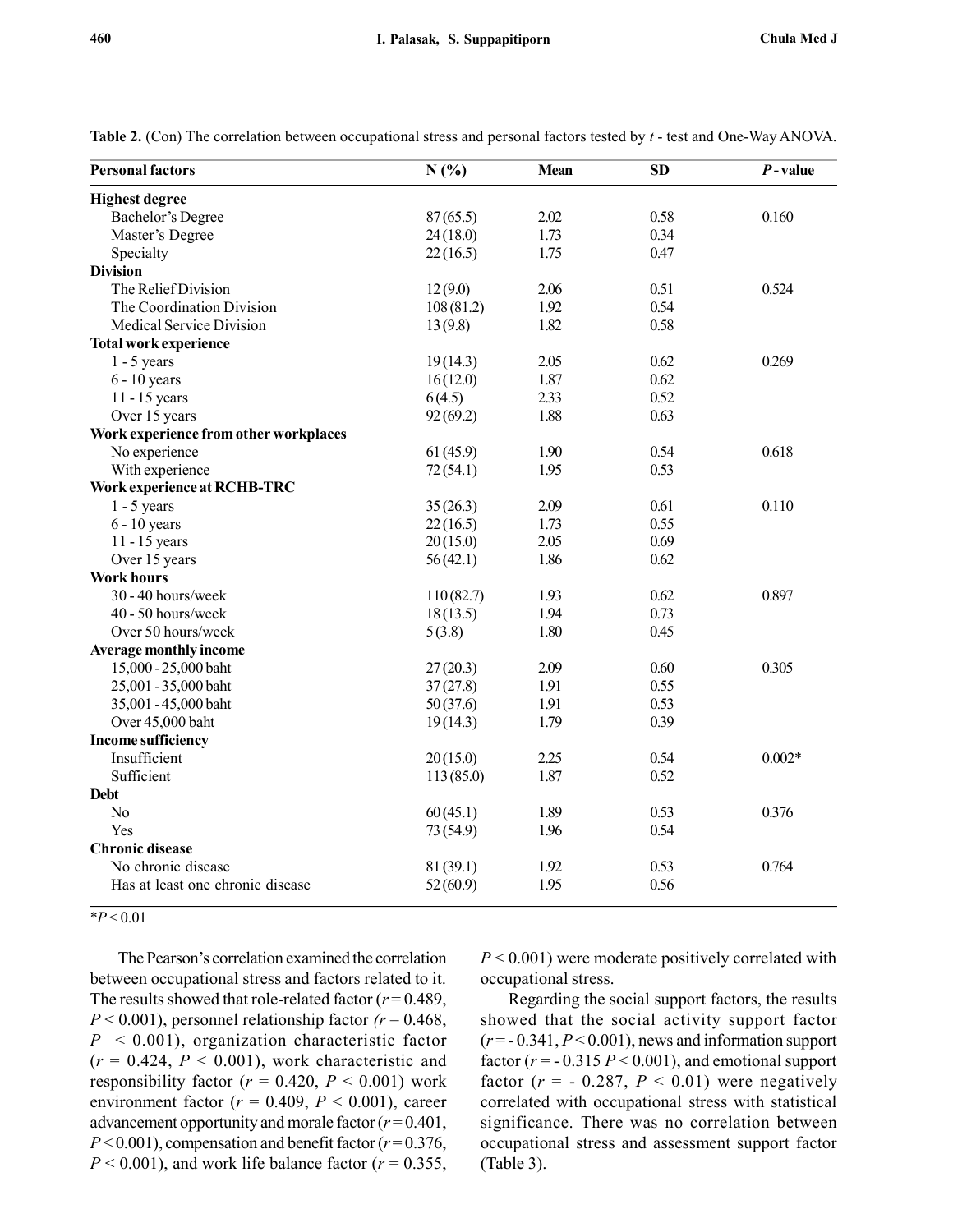**Table 2.** (Con) The correlation between occupational stress and personal factors tested by *t* - test and One-Way ANOVA.

| Personal factors | N (%) | Mean | SD | *P* - value |
|---|---|---|---|---|
| **Highest degree** | | | | |
| Bachelor's Degree | 87 (65.5) | 2.02 | 0.58 | 0.160 |
| Master's Degree | 24 (18.0) | 1.73 | 0.34 | |
| Specialty | 22 (16.5) | 1.75 | 0.47 | |
| **Division** | | | | |
| The Relief Division | 12 (9.0) | 2.06 | 0.51 | 0.524 |
| The Coordination Division | 108 (81.2) | 1.92 | 0.54 | |
| Medical Service Division | 13 (9.8) | 1.82 | 0.58 | |
| **Total work experience** | | | | |
| 1 - 5 years | 19 (14.3) | 2.05 | 0.62 | 0.269 |
| 6 - 10 years | 16 (12.0) | 1.87 | 0.62 | |
| 11 - 15 years | 6 (4.5) | 2.33 | 0.52 | |
| Over 15 years | 92 (69.2) | 1.88 | 0.63 | |
| **Work experience from other workplaces** | | | | |
| No experience | 61 (45.9) | 1.90 | 0.54 | 0.618 |
| With experience | 72 (54.1) | 1.95 | 0.53 | |
| **Work experience at RCHB-TRC** | | | | |
| 1 - 5 years | 35 (26.3) | 2.09 | 0.61 | 0.110 |
| 6 - 10 years | 22 (16.5) | 1.73 | 0.55 | |
| 11 - 15 years | 20 (15.0) | 2.05 | 0.69 | |
| Over 15 years | 56 (42.1) | 1.86 | 0.62 | |
| **Work hours** | | | | |
| 30 - 40 hours/week | 110 (82.7) | 1.93 | 0.62 | 0.897 |
| 40 - 50 hours/week | 18 (13.5) | 1.94 | 0.73 | |
| Over 50 hours/week | 5 (3.8) | 1.80 | 0.45 | |
| **Average monthly income** | | | | |
| 15,000 - 25,000 baht | 27 (20.3) | 2.09 | 0.60 | 0.305 |
| 25,001 - 35,000 baht | 37 (27.8) | 1.91 | 0.55 | |
| 35,001 - 45,000 baht | 50 (37.6) | 1.91 | 0.53 | |
| Over 45,000 baht | 19 (14.3) | 1.79 | 0.39 | |
| **Income sufficiency** | | | | |
| Insufficient | 20 (15.0) | 2.25 | 0.54 | 0.002* |
| Sufficient | 113 (85.0) | 1.87 | 0.52 | |
| **Debt** | | | | |
| No | 60 (45.1) | 1.89 | 0.53 | 0.376 |
| Yes | 73 (54.9) | 1.96 | 0.54 | |
| **Chronic disease** | | | | |
| No chronic disease | 81 (39.1) | 1.92 | 0.53 | 0.764 |
| Has at least one chronic disease | 52 (60.9) | 1.95 | 0.56 | |

*$P < 0.01$

The Pearson's correlation examined the correlation between occupational stress and factors related to it. The results showed that role-related factor ($r = 0.489$, $P < 0.001$), personnel relationship factor ($r = 0.468$, $P < 0.001$), organization characteristic factor ($r = 0.424$, $P < 0.001$), work characteristic and responsibility factor ($r = 0.420$, $P < 0.001$) work environment factor ($r = 0.409$, $P < 0.001$), career advancement opportunity and morale factor ($r = 0.401$, $P < 0.001$), compensation and benefit factor ($r = 0.376$, $P < 0.001$), and work life balance factor ($r = 0.355$, $P < 0.001$) were moderate positively correlated with occupational stress.

Regarding the social support factors, the results showed that the social activity support factor ($r = -0.341$, $P < 0.001$), news and information support factor ($r = -0.315$ $P < 0.001$), and emotional support factor ($r = -0.287$, $P < 0.01$) were negatively correlated with occupational stress with statistical significance. There was no correlation between occupational stress and assessment support factor (Table 3).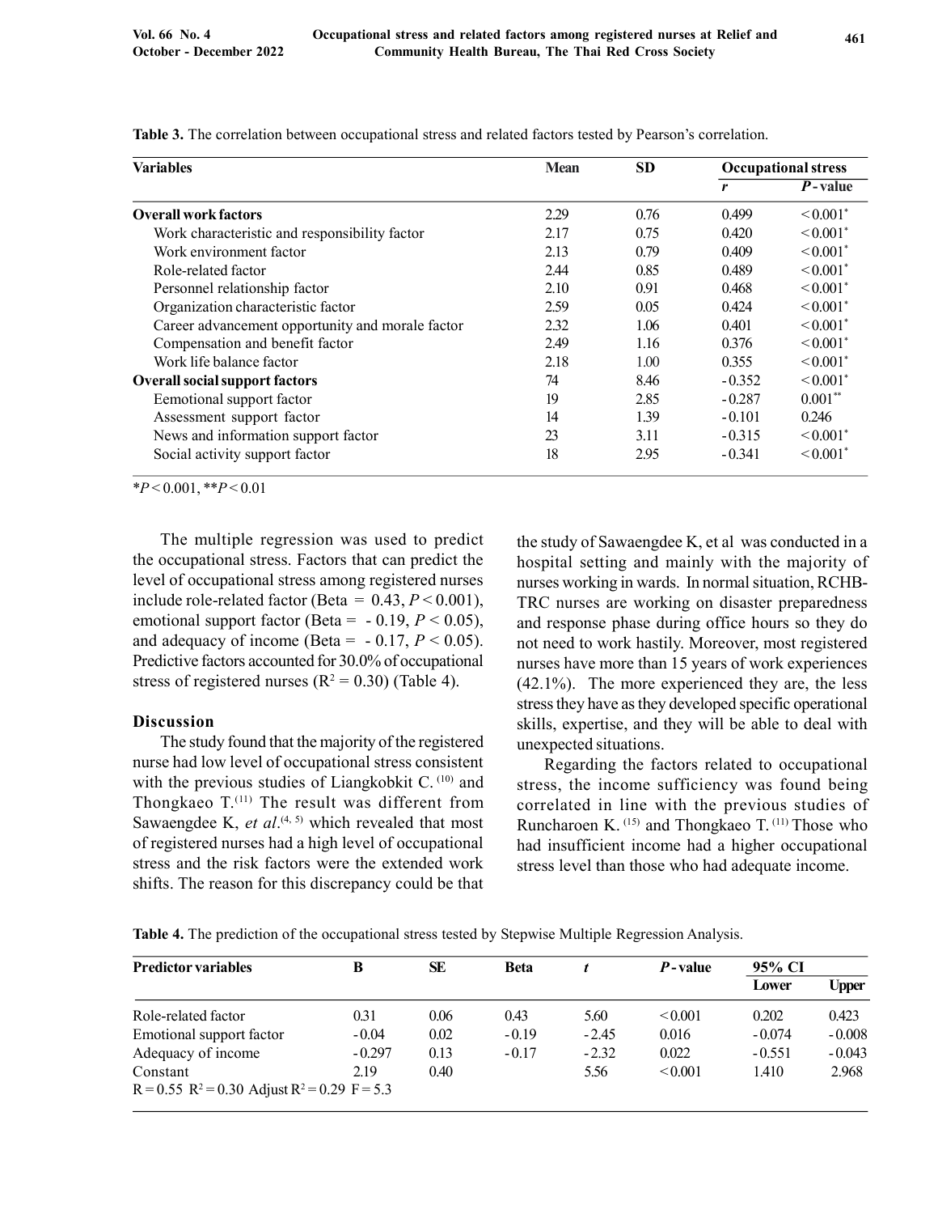**Table 3.** The correlation between occupational stress and related factors tested by Pearson's correlation.

| Variables | Mean | SD | Occupational stress | |
|---|---|---|---|---|
| | | | *r* | *P* - value |
| **Overall work factors** | 2.29 | 0.76 | 0.499 | < 0.001* |
| Work characteristic and responsibility factor | 2.17 | 0.75 | 0.420 | < 0.001* |
| Work environment factor | 2.13 | 0.79 | 0.409 | < 0.001* |
| Role-related factor | 2.44 | 0.85 | 0.489 | < 0.001* |
| Personnel relationship factor | 2.10 | 0.91 | 0.468 | < 0.001* |
| Organization characteristic factor | 2.59 | 0.05 | 0.424 | < 0.001* |
| Career advancement opportunity and morale factor | 2.32 | 1.06 | 0.401 | < 0.001* |
| Compensation and benefit factor | 2.49 | 1.16 | 0.376 | < 0.001* |
| Work life balance factor | 2.18 | 1.00 | 0.355 | < 0.001* |
| **Overall social support factors** | 74 | 8.46 | - 0.352 | < 0.001* |
| Eemotional support factor | 19 | 2.85 | - 0.287 | 0.001** |
| Assessment support factor | 14 | 1.39 | - 0.101 | 0.246 |
| News and information support factor | 23 | 3.11 | - 0.315 | < 0.001* |
| Social activity support factor | 18 | 2.95 | - 0.341 | < 0.001* |

*$P < 0.001$, **$P < 0.01$

The multiple regression was used to predict the occupational stress. Factors that can predict the level of occupational stress among registered nurses include role-related factor (Beta = 0.43, $P < 0.001$), emotional support factor (Beta = - 0.19, $P < 0.05$), and adequacy of income (Beta = - 0.17, $P < 0.05$). Predictive factors accounted for 30.0% of occupational stress of registered nurses ($R^2 = 0.30$) (Table 4).

## Discussion

The study found that the majority of the registered nurse had low level of occupational stress consistent with the previous studies of Liangkobkit C.[10] and Thongkaeo T.[11] The result was different from Sawaengdee K, *et al*.[4, 5] which revealed that most of registered nurses had a high level of occupational stress and the risk factors were the extended work shifts. The reason for this discrepancy could be that the study of Sawaengdee K, et al was conducted in a hospital setting and mainly with the majority of nurses working in wards. In normal situation, RCHB-TRC nurses are working on disaster preparedness and response phase during office hours so they do not need to work hastily. Moreover, most registered nurses have more than 15 years of work experiences (42.1%). The more experienced they are, the less stress they have as they developed specific operational skills, expertise, and they will be able to deal with unexpected situations.

Regarding the factors related to occupational stress, the income sufficiency was found being correlated in line with the previous studies of Runcharoen K.[15] and Thongkaeo T.[11] Those who had insufficient income had a higher occupational stress level than those who had adequate income.

**Table 4.** The prediction of the occupational stress tested by Stepwise Multiple Regression Analysis.

| Predictor variables | B | SE | Beta | *t* | *P* - value | 95% CI | |
|---|---|---|---|---|---|---|---|
| | | | | | | Lower | Upper |
| Role-related factor | 0.31 | 0.06 | 0.43 | 5.60 | < 0.001 | 0.202 | 0.423 |
| Emotional support factor | - 0.04 | 0.02 | - 0.19 | - 2.45 | 0.016 | - 0.074 | - 0.008 |
| Adequacy of income | - 0.297 | 0.13 | - 0.17 | - 2.32 | 0.022 | - 0.551 | - 0.043 |
| Constant | 2.19 | 0.40 | | 5.56 | < 0.001 | 1.410 | 2.968 |
| $R = 0.55$ $R^2 = 0.30$ Adjust $R^2 = 0.29$ $F = 5.3$ | | | | | | | |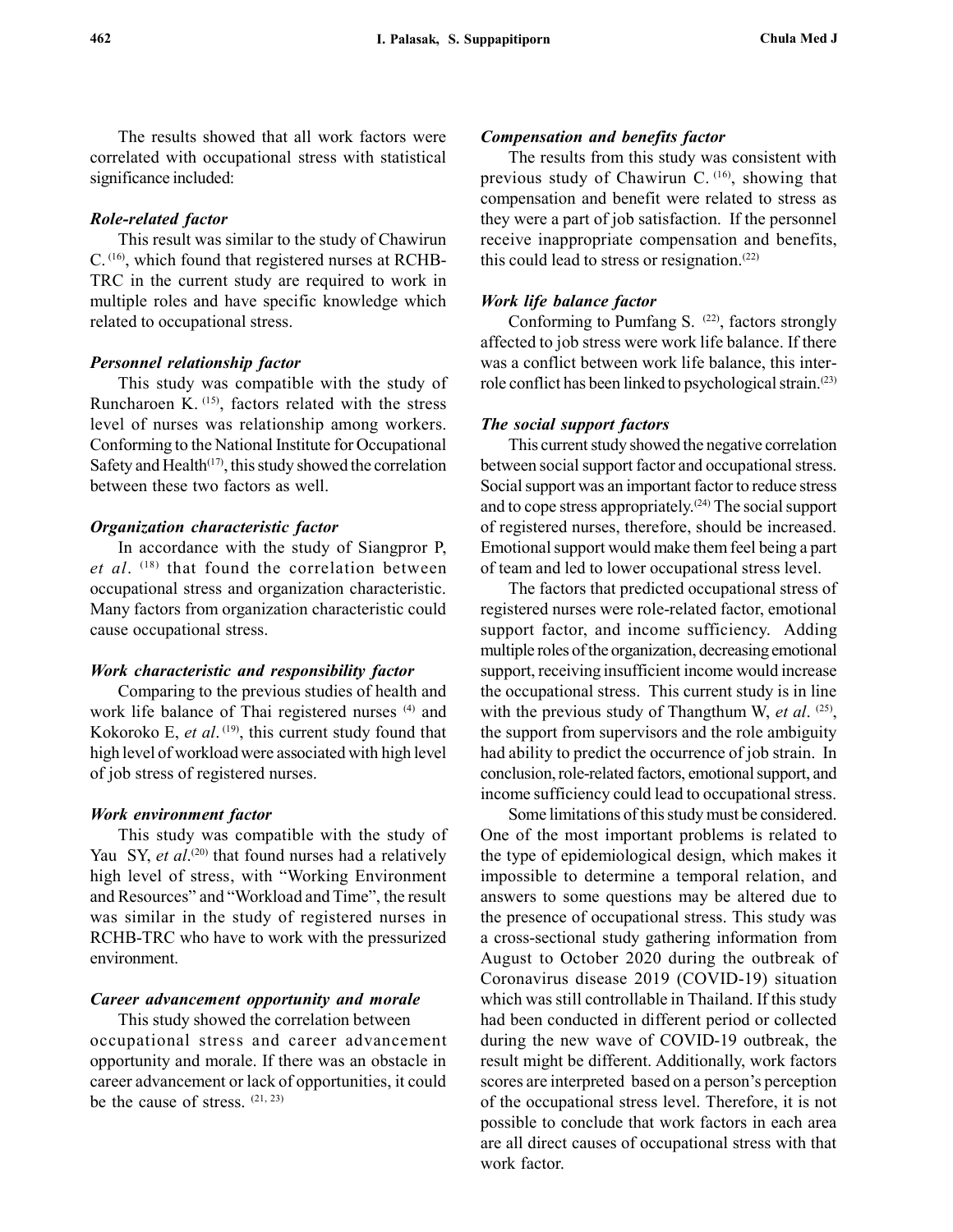The results showed that all work factors were correlated with occupational stress with statistical significance included:

### *Role-related factor*

This result was similar to the study of Chawirun C. [16], which found that registered nurses at RCHB-TRC in the current study are required to work in multiple roles and have specific knowledge which related to occupational stress.

### *Personnel relationship factor*

This study was compatible with the study of Runcharoen K. [15], factors related with the stress level of nurses was relationship among workers. Conforming to the National Institute for Occupational Safety and Health[17], this study showed the correlation between these two factors as well.

### *Organization characteristic factor*

In accordance with the study of Siangpror P, *et al*. [18] that found the correlation between occupational stress and organization characteristic. Many factors from organization characteristic could cause occupational stress.

### *Work characteristic and responsibility factor*

Comparing to the previous studies of health and work life balance of Thai registered nurses [4] and Kokoroko E, *et al*. [19], this current study found that high level of workload were associated with high level of job stress of registered nurses.

### *Work environment factor*

This study was compatible with the study of Yau SY, *et al*.[20] that found nurses had a relatively high level of stress, with "Working Environment and Resources" and "Workload and Time", the result was similar in the study of registered nurses in RCHB-TRC who have to work with the pressurized environment.

### *Career advancement opportunity and morale*

This study showed the correlation between occupational stress and career advancement opportunity and morale. If there was an obstacle in career advancement or lack of opportunities, it could be the cause of stress. [21, 23]

### *Compensation and benefits factor*

The results from this study was consistent with previous study of Chawirun C. [16], showing that compensation and benefit were related to stress as they were a part of job satisfaction. If the personnel receive inappropriate compensation and benefits, this could lead to stress or resignation.[22]

### *Work life balance factor*

Conforming to Pumfang S. [22], factors strongly affected to job stress were work life balance. If there was a conflict between work life balance, this inter-role conflict has been linked to psychological strain.[23]

### *The social support factors*

This current study showed the negative correlation between social support factor and occupational stress. Social support was an important factor to reduce stress and to cope stress appropriately.[24] The social support of registered nurses, therefore, should be increased. Emotional support would make them feel being a part of team and led to lower occupational stress level.

The factors that predicted occupational stress of registered nurses were role-related factor, emotional support factor, and income sufficiency. Adding multiple roles of the organization, decreasing emotional support, receiving insufficient income would increase the occupational stress. This current study is in line with the previous study of Thangthum W, *et al*. [25], the support from supervisors and the role ambiguity had ability to predict the occurrence of job strain. In conclusion, role-related factors, emotional support, and income sufficiency could lead to occupational stress.

Some limitations of this study must be considered. One of the most important problems is related to the type of epidemiological design, which makes it impossible to determine a temporal relation, and answers to some questions may be altered due to the presence of occupational stress. This study was a cross-sectional study gathering information from August to October 2020 during the outbreak of Coronavirus disease 2019 (COVID-19) situation which was still controllable in Thailand. If this study had been conducted in different period or collected during the new wave of COVID-19 outbreak, the result might be different. Additionally, work factors scores are interpreted based on a person's perception of the occupational stress level. Therefore, it is not possible to conclude that work factors in each area are all direct causes of occupational stress with that work factor.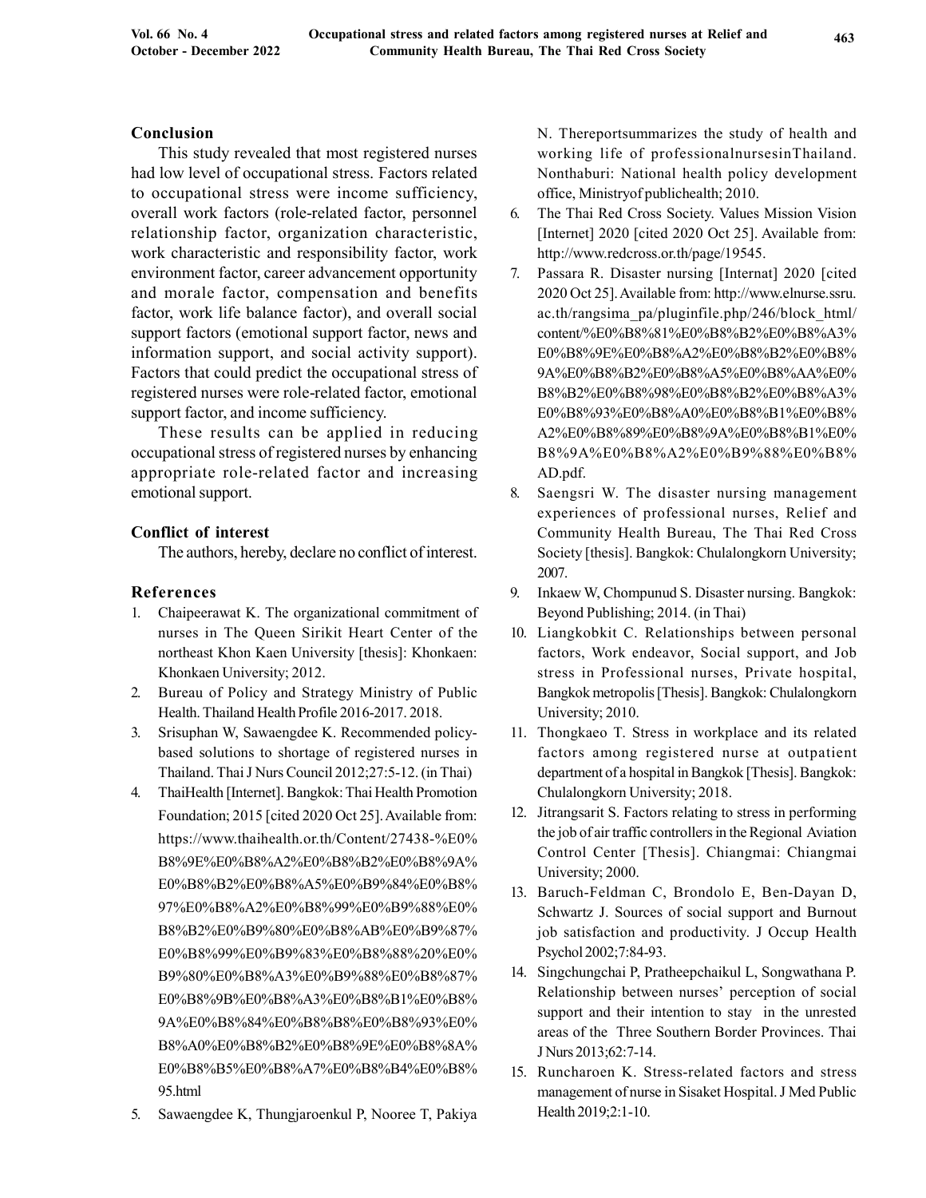## Conclusion

This study revealed that most registered nurses had low level of occupational stress. Factors related to occupational stress were income sufficiency, overall work factors (role-related factor, personnel relationship factor, organization characteristic, work characteristic and responsibility factor, work environment factor, career advancement opportunity and morale factor, compensation and benefits factor, work life balance factor), and overall social support factors (emotional support factor, news and information support, and social activity support). Factors that could predict the occupational stress of registered nurses were role-related factor, emotional support factor, and income sufficiency.

These results can be applied in reducing occupational stress of registered nurses by enhancing appropriate role-related factor and increasing emotional support.

## Conflict of interest

The authors, hereby, declare no conflict of interest.

## References

1. Chaipeerawat K. The organizational commitment of nurses in The Queen Sirikit Heart Center of the northeast Khon Kaen University [thesis]: Khonkaen: Khonkaen University; 2012.
2. Bureau of Policy and Strategy Ministry of Public Health. Thailand Health Profile 2016-2017. 2018.
3. Srisuphan W, Sawaengdee K. Recommended policy-based solutions to shortage of registered nurses in Thailand. Thai J Nurs Council 2012;27:5-12. (in Thai)
4. ThaiHealth [Internet]. Bangkok: Thai Health Promotion Foundation; 2015 [cited 2020 Oct 25]. Available from: https://www.thaihealth.or.th/Content/27438-%E0%B8%9E%E0%B8%A2%E0%B8%B2%E0%B8%9A%E0%B8%B2%E0%B8%A5%E0%B9%84%E0%B8%97%E0%B8%A2%E0%B8%99%E0%B9%88%E0%B8%B2%E0%B9%80%E0%B8%AB%E0%B9%87%E0%B8%99%E0%B9%83%E0%B8%88%20%E0%B9%80%E0%B8%A3%E0%B9%88%E0%B8%87%E0%B8%9B%E0%B8%A3%E0%B8%B1%E0%B8%9A%E0%B8%84%E0%B8%B8%E0%B8%93%E0%B8%A0%E0%B8%B2%E0%B8%9E%E0%B8%8A%E0%B8%B5%E0%B8%A7%E0%B8%B4%E0%B8%95.html
5. Sawaengdee K, Thungjaroenkul P, Nooree T, Pakiya N. Thereportsummarizes the study of health and working life of professionalnursesinThailand. Nonthaburi: National health policy development office, Ministryof publichealth; 2010.
6. The Thai Red Cross Society. Values Mission Vision [Internet] 2020 [cited 2020 Oct 25]. Available from: http://www.redcross.or.th/page/19545.
7. Passara R. Disaster nursing [Internat] 2020 [cited 2020 Oct 25]. Available from: http://www.elnurse.ssru.ac.th/rangsima_pa/pluginfile.php/246/block_html/content/%E0%B8%81%E0%B8%B2%E0%B8%A3%E0%B8%9E%E0%B8%A2%E0%B8%B2%E0%B8%9A%E0%B8%B2%E0%B8%A5%E0%B8%AA%E0%B8%B2%E0%B8%98%E0%B8%B2%E0%B8%A3%E0%B8%93%E0%B8%A0%E0%B8%B1%E0%B8%A2%E0%B8%89%E0%B8%9A%E0%B8%B1%E0%B8%9A%E0%B8%A2%E0%B9%88%E0%B8%AD.pdf.
8. Saengsri W. The disaster nursing management experiences of professional nurses, Relief and Community Health Bureau, The Thai Red Cross Society [thesis]. Bangkok: Chulalongkorn University; 2007.
9. Inkaew W, Chompunud S. Disaster nursing. Bangkok: Beyond Publishing; 2014. (in Thai)
10. Liangkobkit C. Relationships between personal factors, Work endeavor, Social support, and Job stress in Professional nurses, Private hospital, Bangkok metropolis [Thesis]. Bangkok: Chulalongkorn University; 2010.
11. Thongkaeo T. Stress in workplace and its related factors among registered nurse at outpatient department of a hospital in Bangkok [Thesis]. Bangkok: Chulalongkorn University; 2018.
12. Jitrangsarit S. Factors relating to stress in performing the job of air traffic controllers in the Regional Aviation Control Center [Thesis]. Chiangmai: Chiangmai University; 2000.
13. Baruch-Feldman C, Brondolo E, Ben-Dayan D, Schwartz J. Sources of social support and Burnout job satisfaction and productivity. J Occup Health Psychol 2002;7:84-93.
14. Singchungchai P, Pratheepchaikul L, Songwathana P. Relationship between nurses' perception of social support and their intention to stay in the unrested areas of the Three Southern Border Provinces. Thai J Nurs 2013;62:7-14.
15. Runcharoen K. Stress-related factors and stress management of nurse in Sisaket Hospital. J Med Public Health 2019;2:1-10.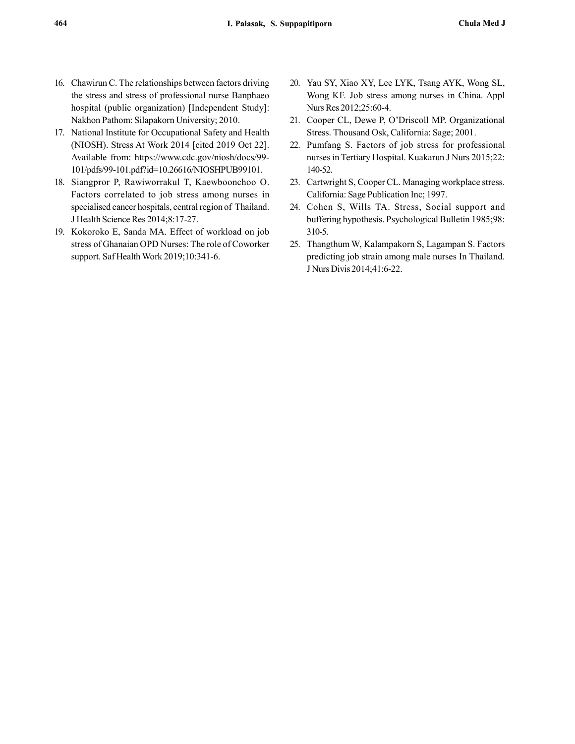16. Chawirun C. The relationships between factors driving the stress and stress of professional nurse Banphaeo hospital (public organization) [Independent Study]: Nakhon Pathom: Silapakorn University; 2010.
17. National Institute for Occupational Safety and Health (NIOSH). Stress At Work 2014 [cited 2019 Oct 22]. Available from: https://www.cdc.gov/niosh/docs/99-101/pdfs/99-101.pdf?id=10.26616/NIOSHPUB99101.
18. Siangpror P, Rawiworrakul T, Kaewboonchoo O. Factors correlated to job stress among nurses in specialised cancer hospitals, central region of Thailand. J Health Science Res 2014;8:17-27.
19. Kokoroko E, Sanda MA. Effect of workload on job stress of Ghanaian OPD Nurses: The role of Coworker support. Saf Health Work 2019;10:341-6.
20. Yau SY, Xiao XY, Lee LYK, Tsang AYK, Wong SL, Wong KF. Job stress among nurses in China. Appl Nurs Res 2012;25:60-4.
21. Cooper CL, Dewe P, O'Driscoll MP. Organizational Stress. Thousand Osk, California: Sage; 2001.
22. Pumfang S. Factors of job stress for professional nurses in Tertiary Hospital. Kuakarun J Nurs 2015;22: 140-52.
23. Cartwright S, Cooper CL. Managing workplace stress. California: Sage Publication Inc; 1997.
24. Cohen S, Wills TA. Stress, Social support and buffering hypothesis. Psychological Bulletin 1985;98: 310-5.
25. Thangthum W, Kalampakorn S, Lagampan S. Factors predicting job strain among male nurses In Thailand. J Nurs Divis 2014;41:6-22.